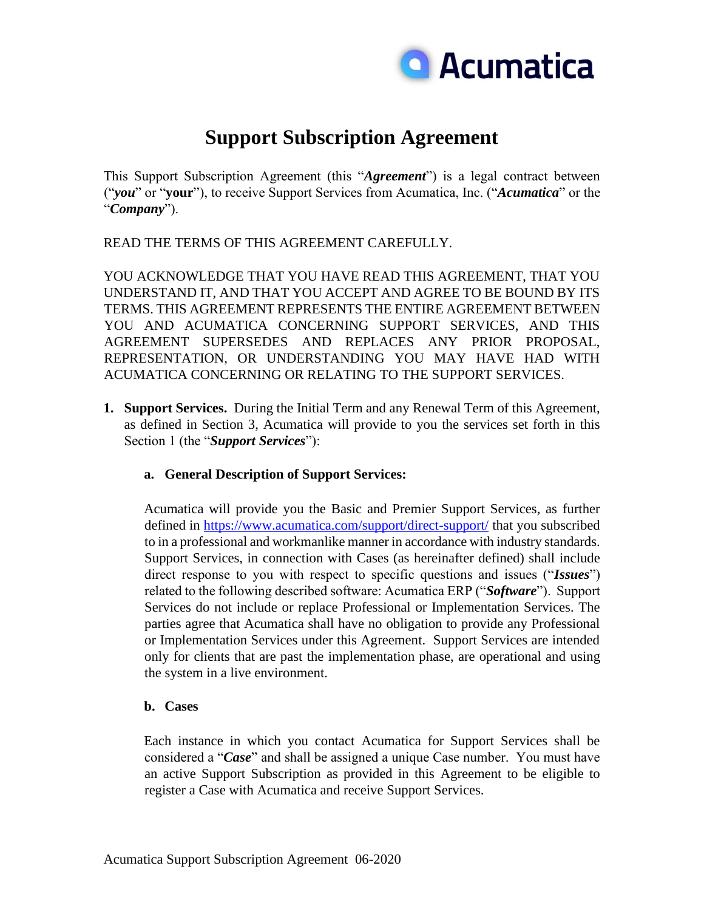# Support Subscription Agreement

This Support Subscription Agreement (this "***Agreement***") is a legal contract between ("***you***" or "**your**"), to receive Support Services from Acumatica, Inc. ("***Acumatica***" or the "***Company***").

READ THE TERMS OF THIS AGREEMENT CAREFULLY.

YOU ACKNOWLEDGE THAT YOU HAVE READ THIS AGREEMENT, THAT YOU UNDERSTAND IT, AND THAT YOU ACCEPT AND AGREE TO BE BOUND BY ITS TERMS. THIS AGREEMENT REPRESENTS THE ENTIRE AGREEMENT BETWEEN YOU AND ACUMATICA CONCERNING SUPPORT SERVICES, AND THIS AGREEMENT SUPERSEDES AND REPLACES ANY PRIOR PROPOSAL, REPRESENTATION, OR UNDERSTANDING YOU MAY HAVE HAD WITH ACUMATICA CONCERNING OR RELATING TO THE SUPPORT SERVICES.

1. **Support Services.** During the Initial Term and any Renewal Term of this Agreement, as defined in Section 3, Acumatica will provide to you the services set forth in this Section 1 (the "***Support Services***"):

   a. **General Description of Support Services:**

   Acumatica will provide you the Basic and Premier Support Services, as further defined in [https://www.acumatica.com/support/direct-support/](https://www.acumatica.com/support/direct-support/) that you subscribed to in a professional and workmanlike manner in accordance with industry standards. Support Services, in connection with Cases (as hereinafter defined) shall include direct response to you with respect to specific questions and issues ("***Issues***") related to the following described software: Acumatica ERP ("***Software***"). Support Services do not include or replace Professional or Implementation Services. The parties agree that Acumatica shall have no obligation to provide any Professional or Implementation Services under this Agreement. Support Services are intended only for clients that are past the implementation phase, are operational and using the system in a live environment.

   b. **Cases**

   Each instance in which you contact Acumatica for Support Services shall be considered a "***Case***" and shall be assigned a unique Case number. You must have an active Support Subscription as provided in this Agreement to be eligible to register a Case with Acumatica and receive Support Services.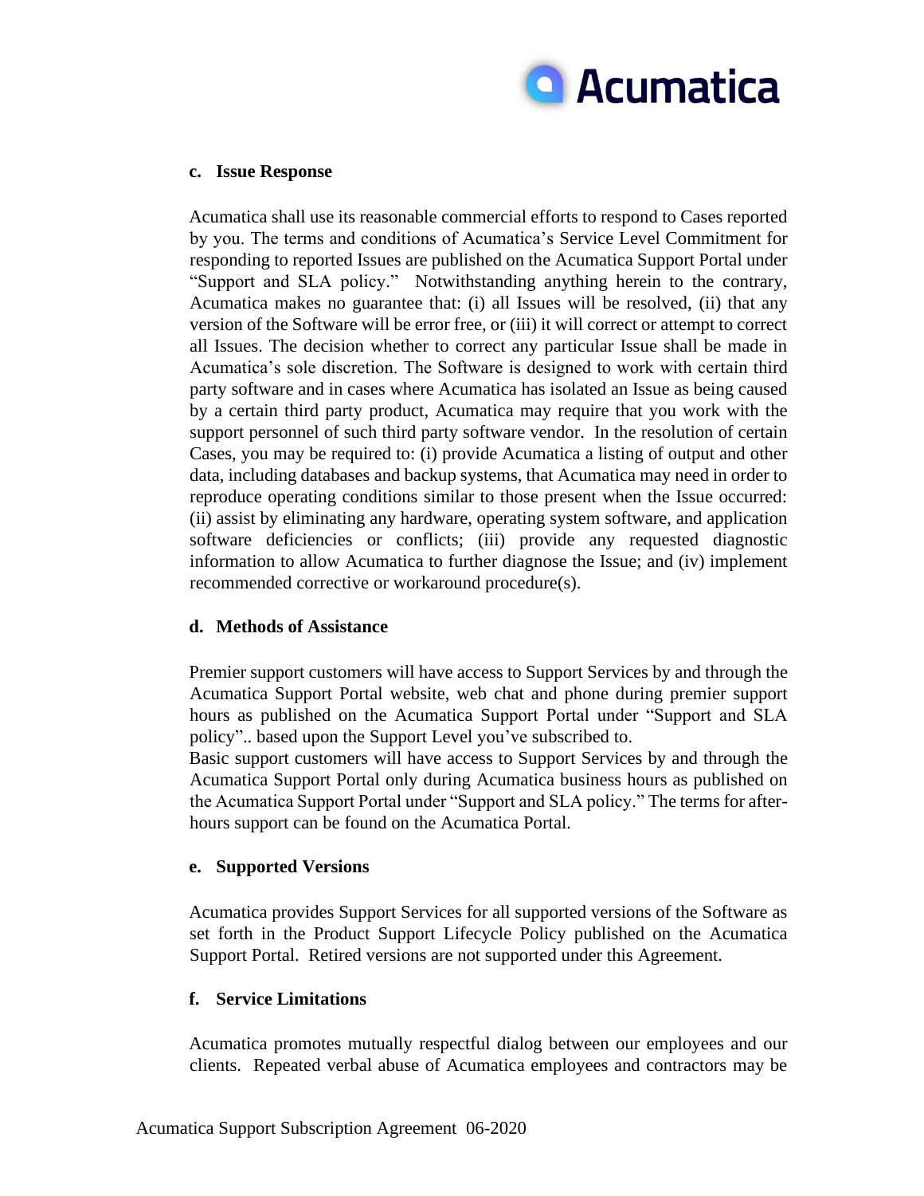### c. Issue Response

Acumatica shall use its reasonable commercial efforts to respond to Cases reported by you. The terms and conditions of Acumatica's Service Level Commitment for responding to reported Issues are published on the Acumatica Support Portal under "Support and SLA policy." Notwithstanding anything herein to the contrary, Acumatica makes no guarantee that: (i) all Issues will be resolved, (ii) that any version of the Software will be error free, or (iii) it will correct or attempt to correct all Issues. The decision whether to correct any particular Issue shall be made in Acumatica's sole discretion. The Software is designed to work with certain third party software and in cases where Acumatica has isolated an Issue as being caused by a certain third party product, Acumatica may require that you work with the support personnel of such third party software vendor. In the resolution of certain Cases, you may be required to: (i) provide Acumatica a listing of output and other data, including databases and backup systems, that Acumatica may need in order to reproduce operating conditions similar to those present when the Issue occurred: (ii) assist by eliminating any hardware, operating system software, and application software deficiencies or conflicts; (iii) provide any requested diagnostic information to allow Acumatica to further diagnose the Issue; and (iv) implement recommended corrective or workaround procedure(s).

### d. Methods of Assistance

Premier support customers will have access to Support Services by and through the Acumatica Support Portal website, web chat and phone during premier support hours as published on the Acumatica Support Portal under "Support and SLA policy".. based upon the Support Level you've subscribed to.

Basic support customers will have access to Support Services by and through the Acumatica Support Portal only during Acumatica business hours as published on the Acumatica Support Portal under "Support and SLA policy." The terms for after-hours support can be found on the Acumatica Portal.

### e. Supported Versions

Acumatica provides Support Services for all supported versions of the Software as set forth in the Product Support Lifecycle Policy published on the Acumatica Support Portal. Retired versions are not supported under this Agreement.

### f. Service Limitations

Acumatica promotes mutually respectful dialog between our employees and our clients. Repeated verbal abuse of Acumatica employees and contractors may be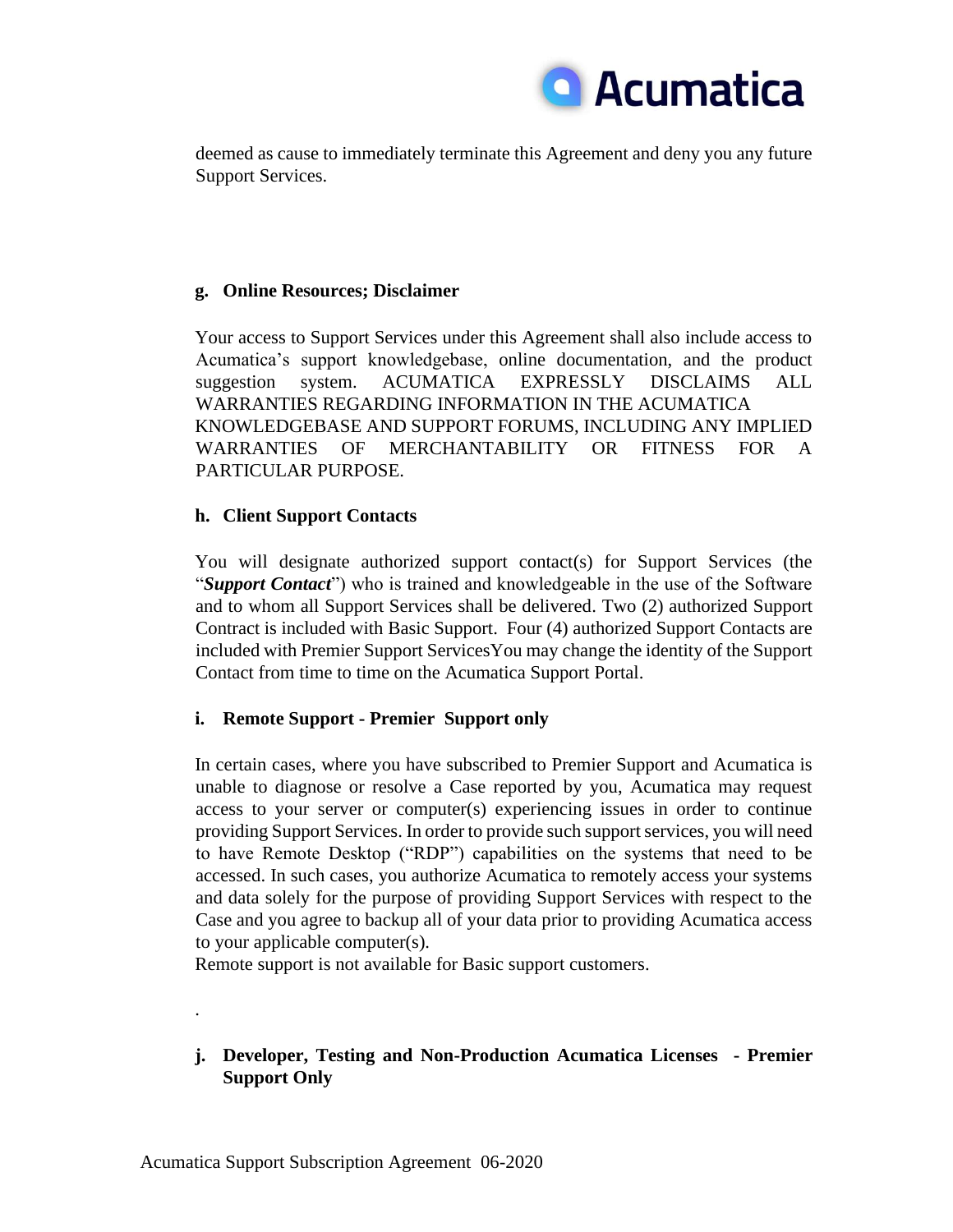deemed as cause to immediately terminate this Agreement and deny you any future Support Services.

### g. Online Resources; Disclaimer

Your access to Support Services under this Agreement shall also include access to Acumatica's support knowledgebase, online documentation, and the product suggestion system. ACUMATICA EXPRESSLY DISCLAIMS ALL WARRANTIES REGARDING INFORMATION IN THE ACUMATICA KNOWLEDGEBASE AND SUPPORT FORUMS, INCLUDING ANY IMPLIED WARRANTIES OF MERCHANTABILITY OR FITNESS FOR A PARTICULAR PURPOSE.

### h. Client Support Contacts

You will designate authorized support contact(s) for Support Services (the "***Support Contact***") who is trained and knowledgeable in the use of the Software and to whom all Support Services shall be delivered. Two (2) authorized Support Contract is included with Basic Support. Four (4) authorized Support Contacts are included with Premier Support ServicesYou may change the identity of the Support Contact from time to time on the Acumatica Support Portal.

### i. Remote Support - Premier Support only

In certain cases, where you have subscribed to Premier Support and Acumatica is unable to diagnose or resolve a Case reported by you, Acumatica may request access to your server or computer(s) experiencing issues in order to continue providing Support Services. In order to provide such support services, you will need to have Remote Desktop ("RDP") capabilities on the systems that need to be accessed. In such cases, you authorize Acumatica to remotely access your systems and data solely for the purpose of providing Support Services with respect to the Case and you agree to backup all of your data prior to providing Acumatica access to your applicable computer(s).
Remote support is not available for Basic support customers.

.

### j. Developer, Testing and Non-Production Acumatica Licenses - Premier Support Only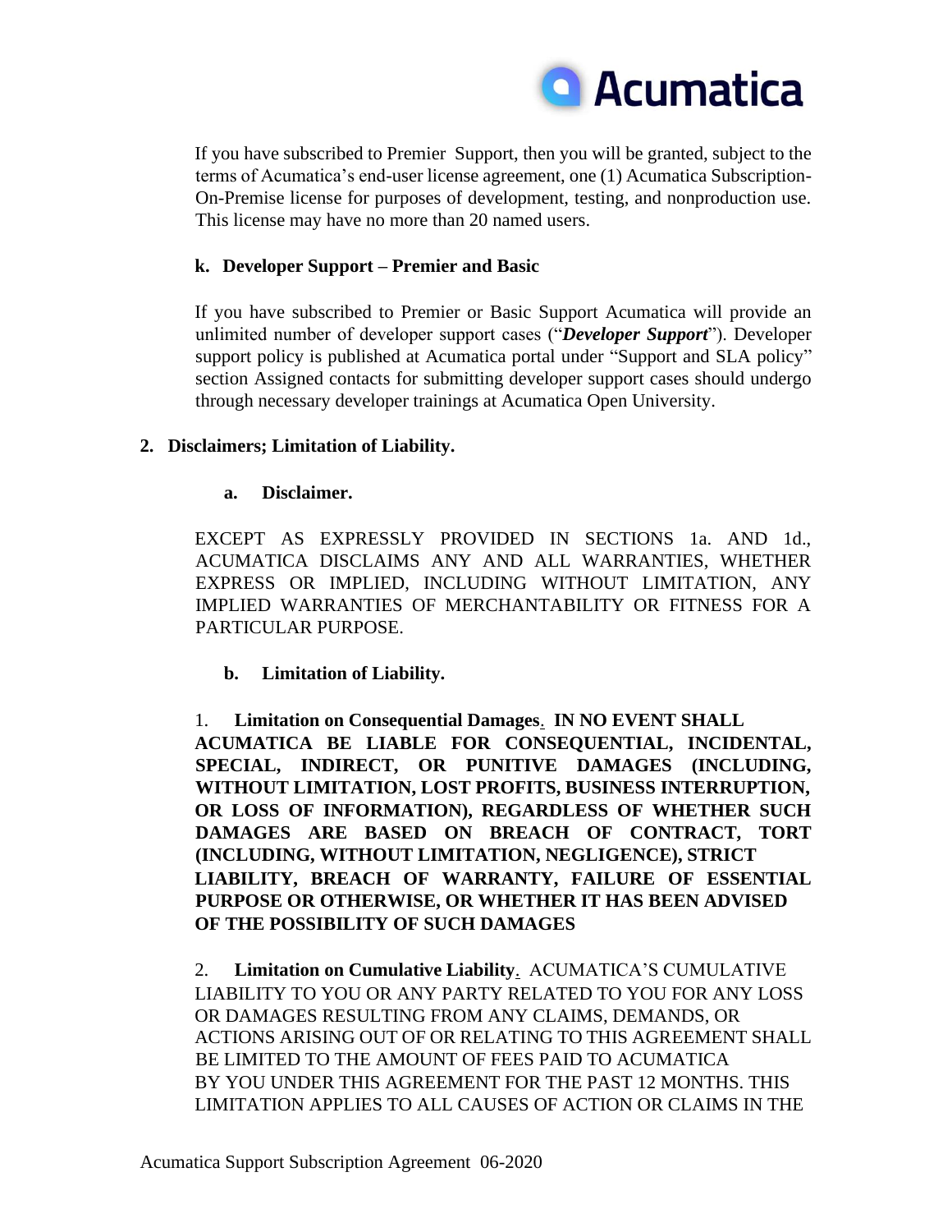If you have subscribed to Premier Support, then you will be granted, subject to the terms of Acumatica's end-user license agreement, one (1) Acumatica Subscription-On-Premise license for purposes of development, testing, and nonproduction use. This license may have no more than 20 named users.

#### k. Developer Support – Premier and Basic

If you have subscribed to Premier or Basic Support Acumatica will provide an unlimited number of developer support cases ("***Developer Support***"). Developer support policy is published at Acumatica portal under "Support and SLA policy" section Assigned contacts for submitting developer support cases should undergo through necessary developer trainings at Acumatica Open University.

### 2. Disclaimers; Limitation of Liability.

#### a. Disclaimer.

EXCEPT AS EXPRESSLY PROVIDED IN SECTIONS 1a. AND 1d., ACUMATICA DISCLAIMS ANY AND ALL WARRANTIES, WHETHER EXPRESS OR IMPLIED, INCLUDING WITHOUT LIMITATION, ANY IMPLIED WARRANTIES OF MERCHANTABILITY OR FITNESS FOR A PARTICULAR PURPOSE.

#### b. Limitation of Liability.

1. **Limitation on Consequential Damages. IN NO EVENT SHALL ACUMATICA BE LIABLE FOR CONSEQUENTIAL, INCIDENTAL, SPECIAL, INDIRECT, OR PUNITIVE DAMAGES (INCLUDING, WITHOUT LIMITATION, LOST PROFITS, BUSINESS INTERRUPTION, OR LOSS OF INFORMATION), REGARDLESS OF WHETHER SUCH DAMAGES ARE BASED ON BREACH OF CONTRACT, TORT (INCLUDING, WITHOUT LIMITATION, NEGLIGENCE), STRICT LIABILITY, BREACH OF WARRANTY, FAILURE OF ESSENTIAL PURPOSE OR OTHERWISE, OR WHETHER IT HAS BEEN ADVISED OF THE POSSIBILITY OF SUCH DAMAGES**

2. **Limitation on Cumulative Liability**. ACUMATICA'S CUMULATIVE LIABILITY TO YOU OR ANY PARTY RELATED TO YOU FOR ANY LOSS OR DAMAGES RESULTING FROM ANY CLAIMS, DEMANDS, OR ACTIONS ARISING OUT OF OR RELATING TO THIS AGREEMENT SHALL BE LIMITED TO THE AMOUNT OF FEES PAID TO ACUMATICA BY YOU UNDER THIS AGREEMENT FOR THE PAST 12 MONTHS. THIS LIMITATION APPLIES TO ALL CAUSES OF ACTION OR CLAIMS IN THE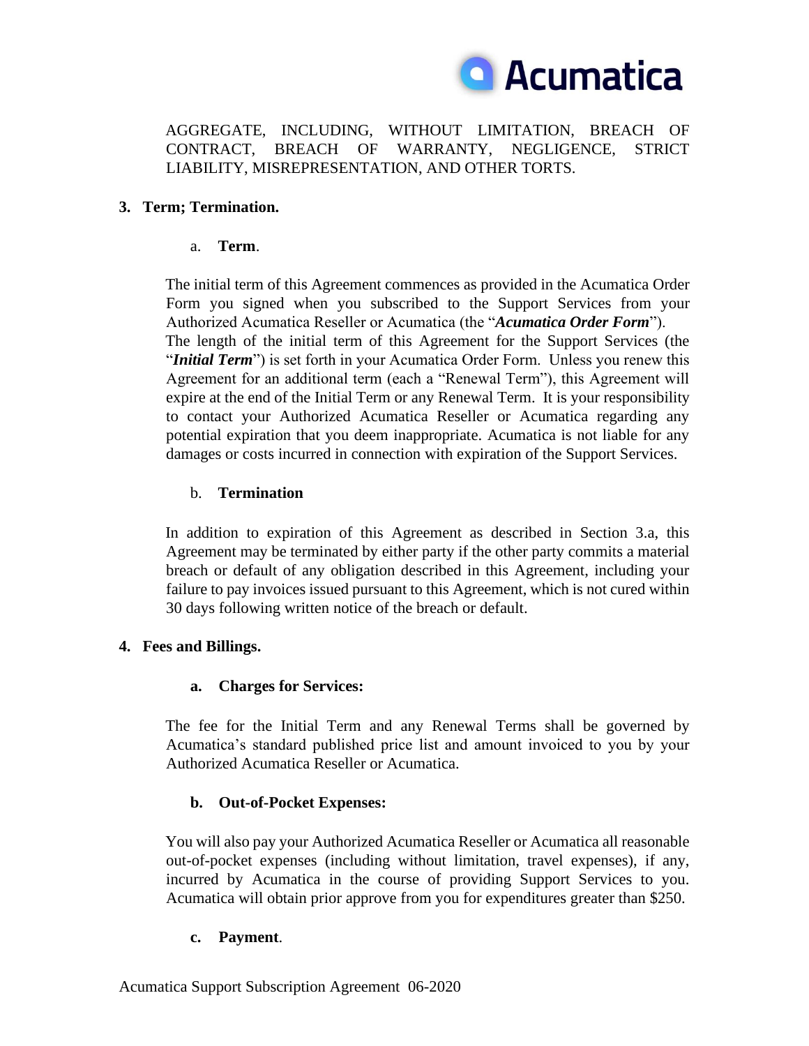AGGREGATE, INCLUDING, WITHOUT LIMITATION, BREACH OF CONTRACT, BREACH OF WARRANTY, NEGLIGENCE, STRICT LIABILITY, MISREPRESENTATION, AND OTHER TORTS.

## 3. Term; Termination.

### a. **Term**.

The initial term of this Agreement commences as provided in the Acumatica Order Form you signed when you subscribed to the Support Services from your Authorized Acumatica Reseller or Acumatica (the "***Acumatica Order Form***"). The length of the initial term of this Agreement for the Support Services (the "***Initial Term***") is set forth in your Acumatica Order Form. Unless you renew this Agreement for an additional term (each a "Renewal Term"), this Agreement will expire at the end of the Initial Term or any Renewal Term. It is your responsibility to contact your Authorized Acumatica Reseller or Acumatica regarding any potential expiration that you deem inappropriate. Acumatica is not liable for any damages or costs incurred in connection with expiration of the Support Services.

### b. **Termination**

In addition to expiration of this Agreement as described in Section 3.a, this Agreement may be terminated by either party if the other party commits a material breach or default of any obligation described in this Agreement, including your failure to pay invoices issued pursuant to this Agreement, which is not cured within 30 days following written notice of the breach or default.

## 4. Fees and Billings.

### a. Charges for Services:

The fee for the Initial Term and any Renewal Terms shall be governed by Acumatica's standard published price list and amount invoiced to you by your Authorized Acumatica Reseller or Acumatica.

### b. Out-of-Pocket Expenses:

You will also pay your Authorized Acumatica Reseller or Acumatica all reasonable out-of-pocket expenses (including without limitation, travel expenses), if any, incurred by Acumatica in the course of providing Support Services to you. Acumatica will obtain prior approve from you for expenditures greater than $250.

### c. **Payment**.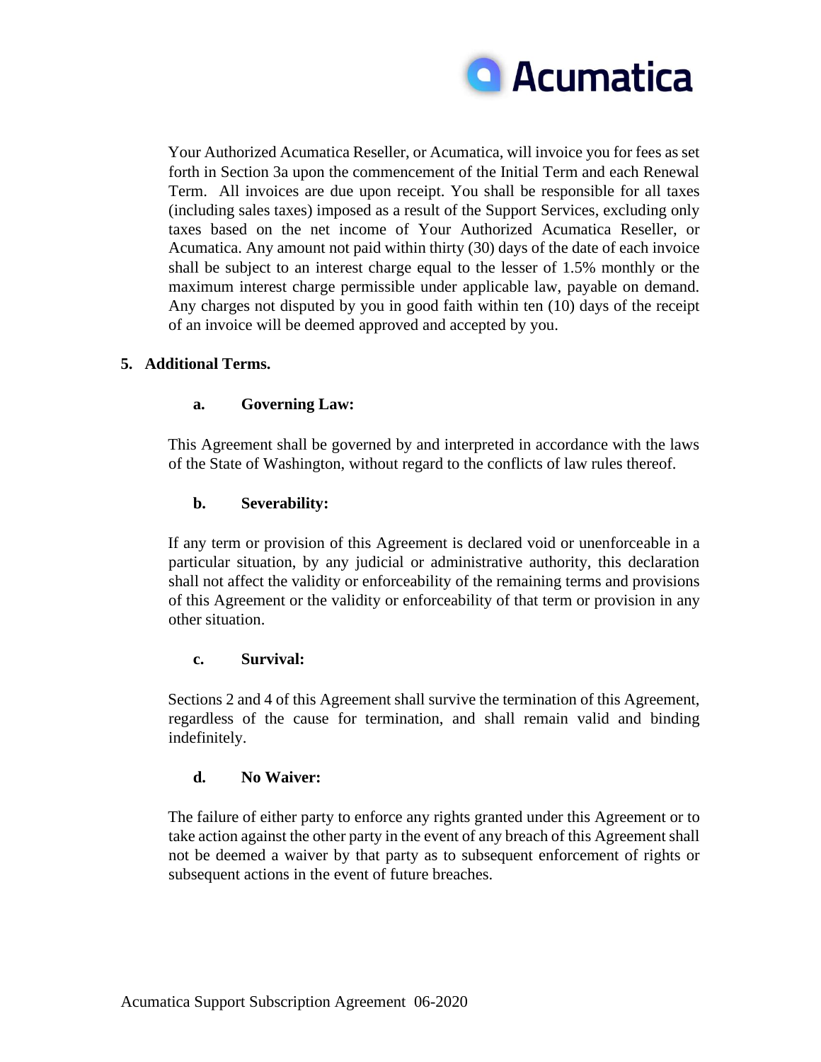Your Authorized Acumatica Reseller, or Acumatica, will invoice you for fees as set forth in Section 3a upon the commencement of the Initial Term and each Renewal Term. All invoices are due upon receipt. You shall be responsible for all taxes (including sales taxes) imposed as a result of the Support Services, excluding only taxes based on the net income of Your Authorized Acumatica Reseller, or Acumatica. Any amount not paid within thirty (30) days of the date of each invoice shall be subject to an interest charge equal to the lesser of 1.5% monthly or the maximum interest charge permissible under applicable law, payable on demand. Any charges not disputed by you in good faith within ten (10) days of the receipt of an invoice will be deemed approved and accepted by you.

## 5. Additional Terms.

### a. Governing Law:

This Agreement shall be governed by and interpreted in accordance with the laws of the State of Washington, without regard to the conflicts of law rules thereof.

### b. Severability:

If any term or provision of this Agreement is declared void or unenforceable in a particular situation, by any judicial or administrative authority, this declaration shall not affect the validity or enforceability of the remaining terms and provisions of this Agreement or the validity or enforceability of that term or provision in any other situation.

### c. Survival:

Sections 2 and 4 of this Agreement shall survive the termination of this Agreement, regardless of the cause for termination, and shall remain valid and binding indefinitely.

### d. No Waiver:

The failure of either party to enforce any rights granted under this Agreement or to take action against the other party in the event of any breach of this Agreement shall not be deemed a waiver by that party as to subsequent enforcement of rights or subsequent actions in the event of future breaches.